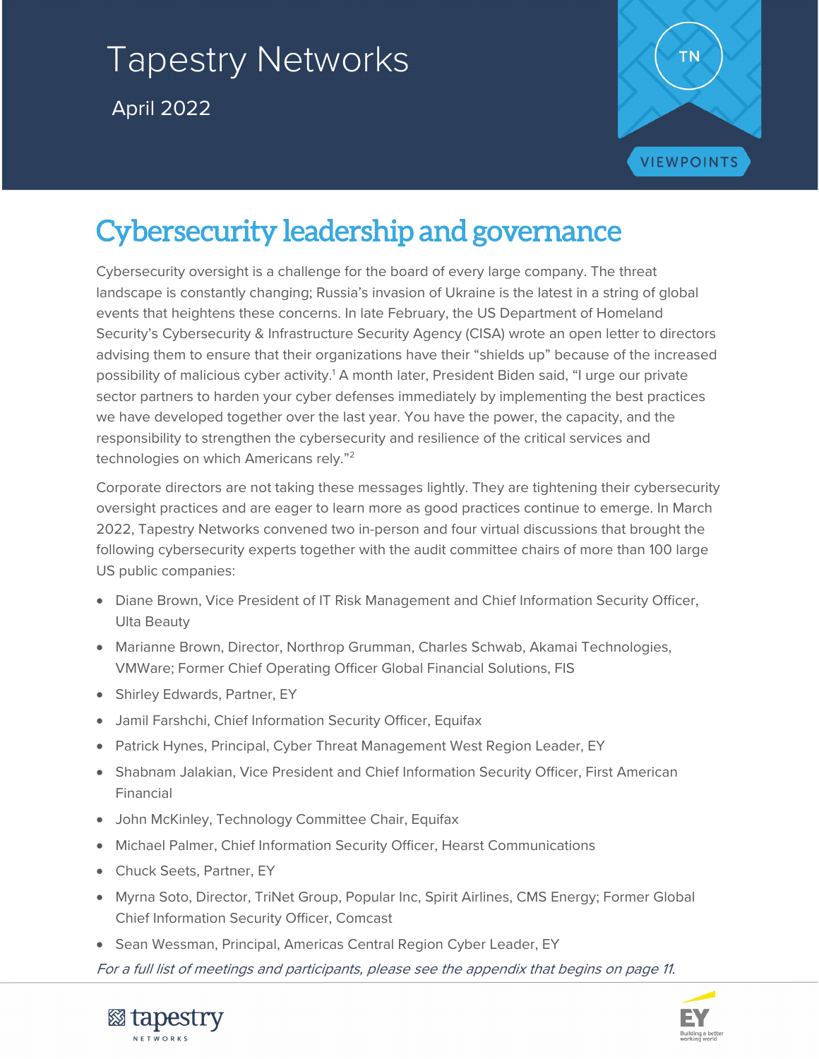Tapestry Networks

April 2022

VIEWPOINTS

# Cybersecurity leadership and governance

Cybersecurity oversight is a challenge for the board of every large company. The threat landscape is constantly changing; Russia's invasion of Ukraine is the latest in a string of global events that heightens these concerns. In late February, the US Department of Homeland Security's Cybersecurity & Infrastructure Security Agency (CISA) wrote an open letter to directors advising them to ensure that their organizations have their "shields up" because of the increased possibility of malicious cyber activity.[1] A month later, President Biden said, "I urge our private sector partners to harden your cyber defenses immediately by implementing the best practices we have developed together over the last year. You have the power, the capacity, and the responsibility to strengthen the cybersecurity and resilience of the critical services and technologies on which Americans rely."[2]

Corporate directors are not taking these messages lightly. They are tightening their cybersecurity oversight practices and are eager to learn more as good practices continue to emerge. In March 2022, Tapestry Networks convened two in-person and four virtual discussions that brought the following cybersecurity experts together with the audit committee chairs of more than 100 large US public companies:

- Diane Brown, Vice President of IT Risk Management and Chief Information Security Officer, Ulta Beauty
- Marianne Brown, Director, Northrop Grumman, Charles Schwab, Akamai Technologies, VMWare; Former Chief Operating Officer Global Financial Solutions, FIS
- Shirley Edwards, Partner, EY
- Jamil Farshchi, Chief Information Security Officer, Equifax
- Patrick Hynes, Principal, Cyber Threat Management West Region Leader, EY
- Shabnam Jalakian, Vice President and Chief Information Security Officer, First American Financial
- John McKinley, Technology Committee Chair, Equifax
- Michael Palmer, Chief Information Security Officer, Hearst Communications
- Chuck Seets, Partner, EY
- Myrna Soto, Director, TriNet Group, Popular Inc, Spirit Airlines, CMS Energy; Former Global Chief Information Security Officer, Comcast
- Sean Wessman, Principal, Americas Central Region Cyber Leader, EY

*For a full list of meetings and participants, please see the appendix that begins on page 11.*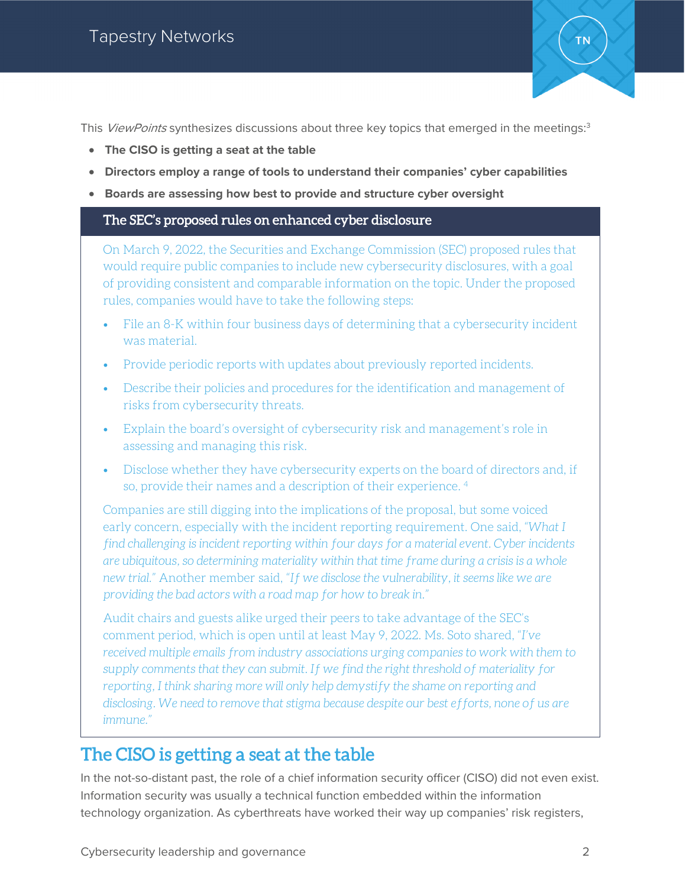This *ViewPoints* synthesizes discussions about three key topics that emerged in the meetings:[3]

- **The CISO is getting a seat at the table**
- **Directors employ a range of tools to understand their companies' cyber capabilities**
- **Boards are assessing how best to provide and structure cyber oversight**

### The SEC's proposed rules on enhanced cyber disclosure

On March 9, 2022, the Securities and Exchange Commission (SEC) proposed rules that would require public companies to include new cybersecurity disclosures, with a goal of providing consistent and comparable information on the topic. Under the proposed rules, companies would have to take the following steps:

- File an 8-K within four business days of determining that a cybersecurity incident was material.
- Provide periodic reports with updates about previously reported incidents.
- Describe their policies and procedures for the identification and management of risks from cybersecurity threats.
- Explain the board's oversight of cybersecurity risk and management's role in assessing and managing this risk.
- Disclose whether they have cybersecurity experts on the board of directors and, if so, provide their names and a description of their experience. [4]

Companies are still digging into the implications of the proposal, but some voiced early concern, especially with the incident reporting requirement. One said, *"What I find challenging is incident reporting within four days for a material event. Cyber incidents are ubiquitous, so determining materiality within that time frame during a crisis is a whole new trial."* Another member said, *"If we disclose the vulnerability, it seems like we are providing the bad actors with a road map for how to break in."*

Audit chairs and guests alike urged their peers to take advantage of the SEC's comment period, which is open until at least May 9, 2022. Ms. Soto shared, *"I've received multiple emails from industry associations urging companies to work with them to supply comments that they can submit. If we find the right threshold of materiality for reporting, I think sharing more will only help demystify the shame on reporting and disclosing. We need to remove that stigma because despite our best efforts, none of us are immune."*

## The CISO is getting a seat at the table

In the not-so-distant past, the role of a chief information security officer (CISO) did not even exist. Information security was usually a technical function embedded within the information technology organization. As cyberthreats have worked their way up companies' risk registers,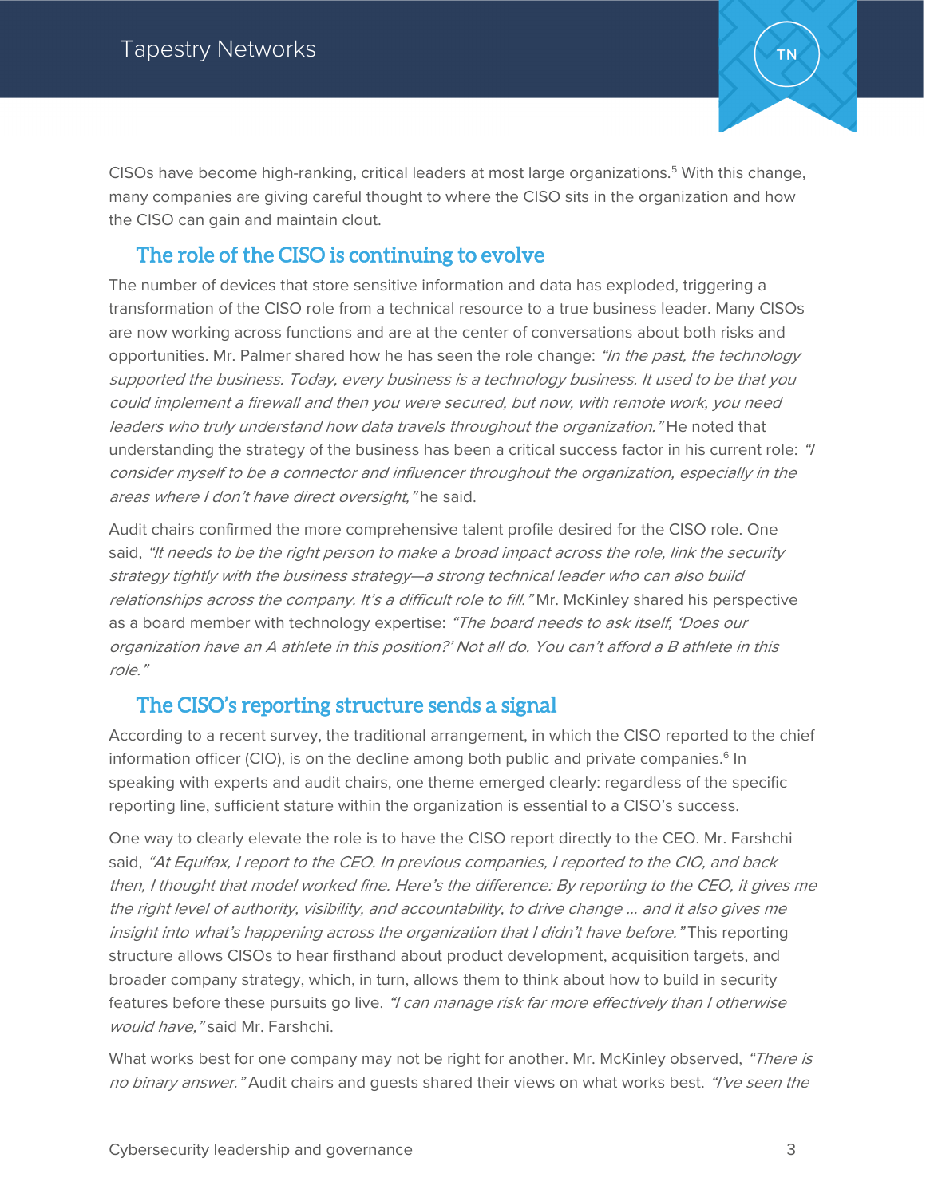CISOs have become high-ranking, critical leaders at most large organizations.[5] With this change, many companies are giving careful thought to where the CISO sits in the organization and how the CISO can gain and maintain clout.

## The role of the CISO is continuing to evolve

The number of devices that store sensitive information and data has exploded, triggering a transformation of the CISO role from a technical resource to a true business leader. Many CISOs are now working across functions and are at the center of conversations about both risks and opportunities. Mr. Palmer shared how he has seen the role change: *"In the past, the technology supported the business. Today, every business is a technology business. It used to be that you could implement a firewall and then you were secured, but now, with remote work, you need leaders who truly understand how data travels throughout the organization."* He noted that understanding the strategy of the business has been a critical success factor in his current role: *"I consider myself to be a connector and influencer throughout the organization, especially in the areas where I don't have direct oversight,"* he said.

Audit chairs confirmed the more comprehensive talent profile desired for the CISO role. One said, *"It needs to be the right person to make a broad impact across the role, link the security strategy tightly with the business strategy—a strong technical leader who can also build relationships across the company. It's a difficult role to fill."* Mr. McKinley shared his perspective as a board member with technology expertise: *"The board needs to ask itself, 'Does our organization have an A athlete in this position?' Not all do. You can't afford a B athlete in this role."*

## The CISO's reporting structure sends a signal

According to a recent survey, the traditional arrangement, in which the CISO reported to the chief information officer (CIO), is on the decline among both public and private companies.[6] In speaking with experts and audit chairs, one theme emerged clearly: regardless of the specific reporting line, sufficient stature within the organization is essential to a CISO's success.

One way to clearly elevate the role is to have the CISO report directly to the CEO. Mr. Farshchi said, *"At Equifax, I report to the CEO. In previous companies, I reported to the CIO, and back then, I thought that model worked fine. Here's the difference: By reporting to the CEO, it gives me the right level of authority, visibility, and accountability, to drive change … and it also gives me insight into what's happening across the organization that I didn't have before."* This reporting structure allows CISOs to hear firsthand about product development, acquisition targets, and broader company strategy, which, in turn, allows them to think about how to build in security features before these pursuits go live. *"I can manage risk far more effectively than I otherwise would have,"* said Mr. Farshchi.

What works best for one company may not be right for another. Mr. McKinley observed, *"There is no binary answer."* Audit chairs and guests shared their views on what works best. *"I've seen the*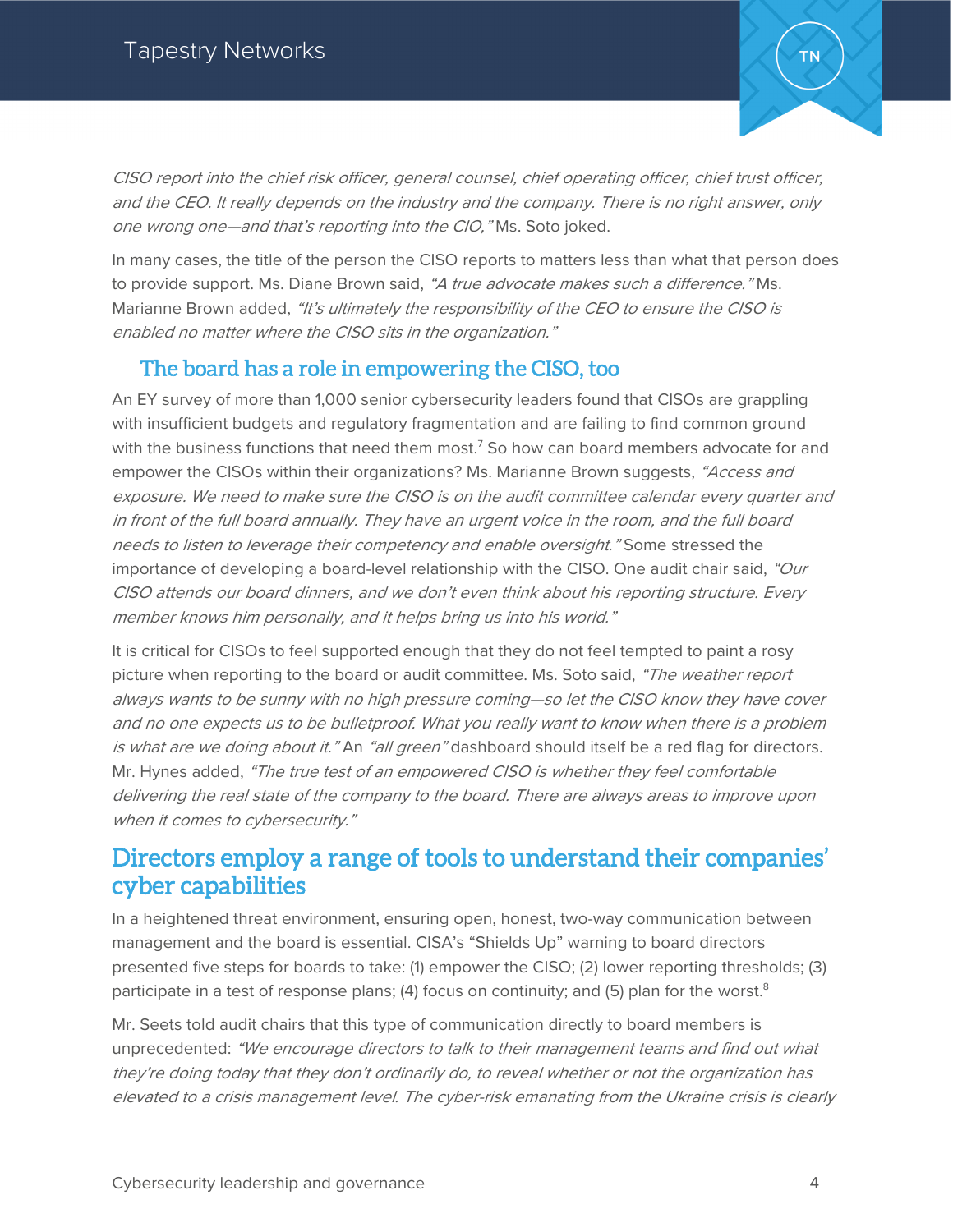*CISO report into the chief risk officer, general counsel, chief operating officer, chief trust officer, and the CEO. It really depends on the industry and the company. There is no right answer, only one wrong one—and that's reporting into the CIO,"* Ms. Soto joked.

In many cases, the title of the person the CISO reports to matters less than what that person does to provide support. Ms. Diane Brown said, *"A true advocate makes such a difference."* Ms. Marianne Brown added, *"It's ultimately the responsibility of the CEO to ensure the CISO is enabled no matter where the CISO sits in the organization."*

### The board has a role in empowering the CISO, too

An EY survey of more than 1,000 senior cybersecurity leaders found that CISOs are grappling with insufficient budgets and regulatory fragmentation and are failing to find common ground with the business functions that need them most.[7] So how can board members advocate for and empower the CISOs within their organizations? Ms. Marianne Brown suggests, *"Access and exposure. We need to make sure the CISO is on the audit committee calendar every quarter and in front of the full board annually. They have an urgent voice in the room, and the full board needs to listen to leverage their competency and enable oversight."* Some stressed the importance of developing a board-level relationship with the CISO. One audit chair said, *"Our CISO attends our board dinners, and we don't even think about his reporting structure. Every member knows him personally, and it helps bring us into his world."*

It is critical for CISOs to feel supported enough that they do not feel tempted to paint a rosy picture when reporting to the board or audit committee. Ms. Soto said, *"The weather report always wants to be sunny with no high pressure coming—so let the CISO know they have cover and no one expects us to be bulletproof. What you really want to know when there is a problem is what are we doing about it."* An *"all green"* dashboard should itself be a red flag for directors. Mr. Hynes added, *"The true test of an empowered CISO is whether they feel comfortable delivering the real state of the company to the board. There are always areas to improve upon when it comes to cybersecurity."*

## Directors employ a range of tools to understand their companies' cyber capabilities

In a heightened threat environment, ensuring open, honest, two-way communication between management and the board is essential. CISA's "Shields Up" warning to board directors presented five steps for boards to take: (1) empower the CISO; (2) lower reporting thresholds; (3) participate in a test of response plans; (4) focus on continuity; and (5) plan for the worst.[8]

Mr. Seets told audit chairs that this type of communication directly to board members is unprecedented: *"We encourage directors to talk to their management teams and find out what they're doing today that they don't ordinarily do, to reveal whether or not the organization has elevated to a crisis management level. The cyber-risk emanating from the Ukraine crisis is clearly*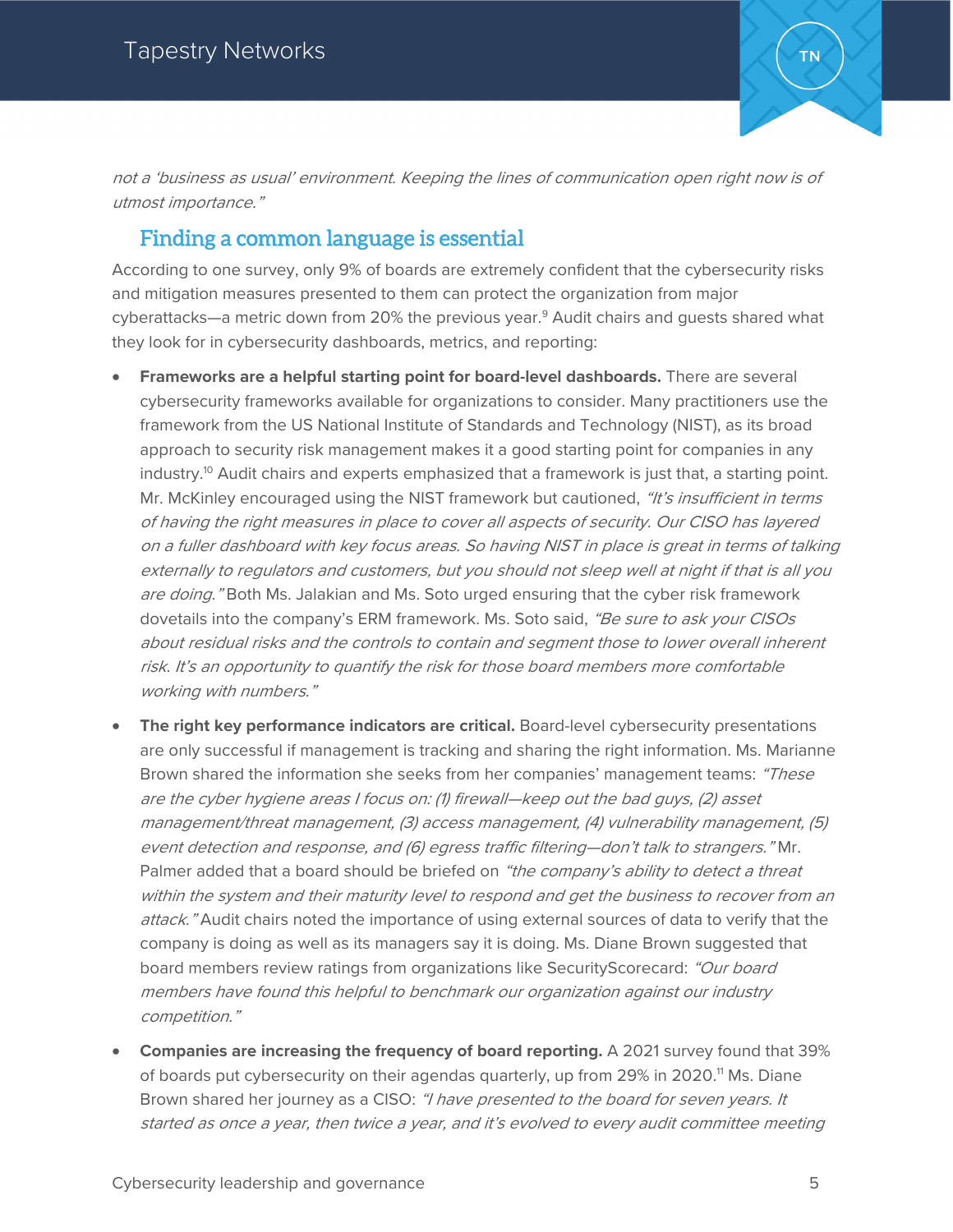*not a 'business as usual' environment. Keeping the lines of communication open right now is of utmost importance."*

## Finding a common language is essential

According to one survey, only 9% of boards are extremely confident that the cybersecurity risks and mitigation measures presented to them can protect the organization from major cyberattacks—a metric down from 20% the previous year.[9] Audit chairs and guests shared what they look for in cybersecurity dashboards, metrics, and reporting:

- **Frameworks are a helpful starting point for board-level dashboards.** There are several cybersecurity frameworks available for organizations to consider. Many practitioners use the framework from the US National Institute of Standards and Technology (NIST), as its broad approach to security risk management makes it a good starting point for companies in any industry.[10] Audit chairs and experts emphasized that a framework is just that, a starting point. Mr. McKinley encouraged using the NIST framework but cautioned, *"It's insufficient in terms of having the right measures in place to cover all aspects of security. Our CISO has layered on a fuller dashboard with key focus areas. So having NIST in place is great in terms of talking externally to regulators and customers, but you should not sleep well at night if that is all you are doing."* Both Ms. Jalakian and Ms. Soto urged ensuring that the cyber risk framework dovetails into the company's ERM framework. Ms. Soto said, *"Be sure to ask your CISOs about residual risks and the controls to contain and segment those to lower overall inherent risk. It's an opportunity to quantify the risk for those board members more comfortable working with numbers."*

- **The right key performance indicators are critical.** Board-level cybersecurity presentations are only successful if management is tracking and sharing the right information. Ms. Marianne Brown shared the information she seeks from her companies' management teams: *"These are the cyber hygiene areas I focus on: (1) firewall—keep out the bad guys, (2) asset management/threat management, (3) access management, (4) vulnerability management, (5) event detection and response, and (6) egress traffic filtering—don't talk to strangers."* Mr. Palmer added that a board should be briefed on *"the company's ability to detect a threat within the system and their maturity level to respond and get the business to recover from an attack."* Audit chairs noted the importance of using external sources of data to verify that the company is doing as well as its managers say it is doing. Ms. Diane Brown suggested that board members review ratings from organizations like SecurityScorecard: *"Our board members have found this helpful to benchmark our organization against our industry competition."*

- **Companies are increasing the frequency of board reporting.** A 2021 survey found that 39% of boards put cybersecurity on their agendas quarterly, up from 29% in 2020.[11] Ms. Diane Brown shared her journey as a CISO: *"I have presented to the board for seven years. It started as once a year, then twice a year, and it's evolved to every audit committee meeting*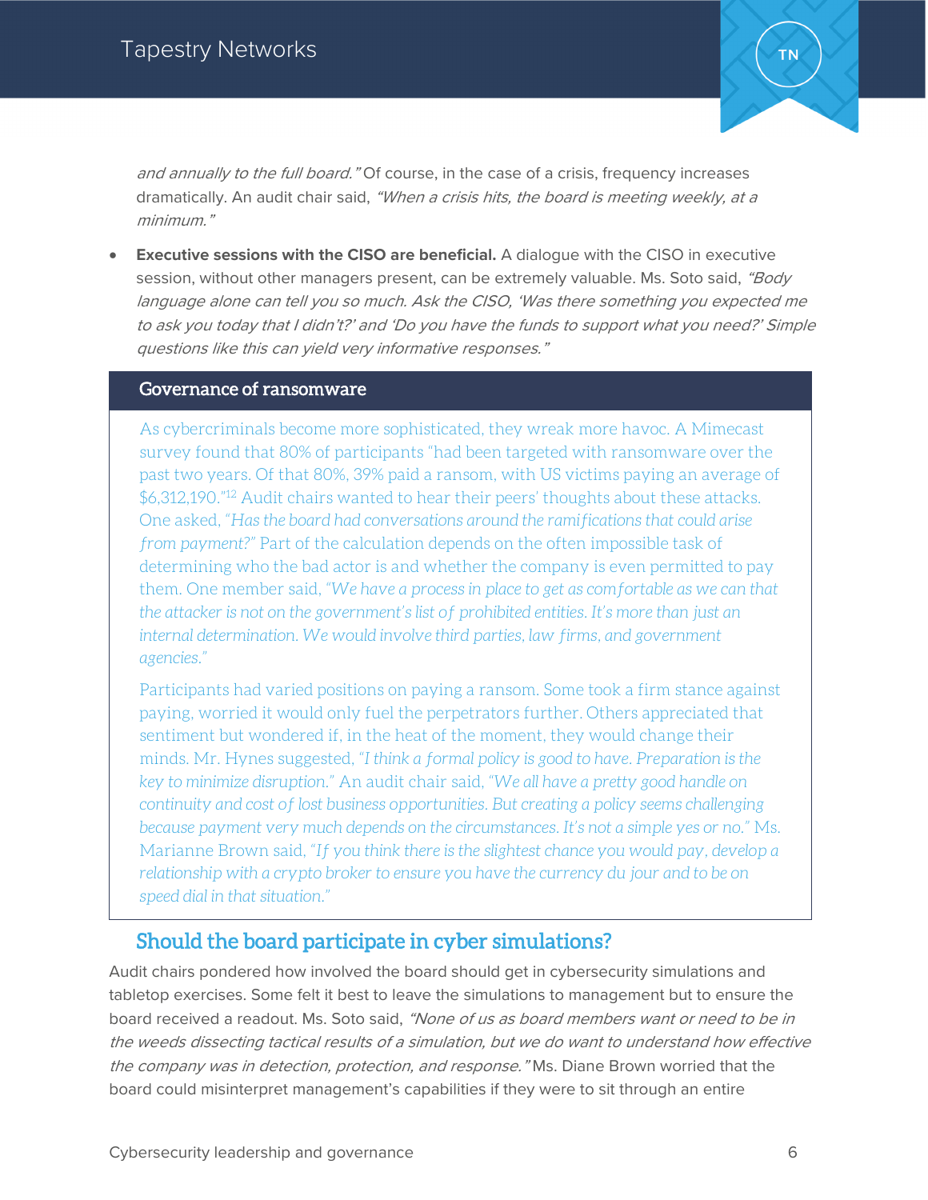*and annually to the full board."* Of course, in the case of a crisis, frequency increases dramatically. An audit chair said, *"When a crisis hits, the board is meeting weekly, at a minimum."*

- **Executive sessions with the CISO are beneficial.** A dialogue with the CISO in executive session, without other managers present, can be extremely valuable. Ms. Soto said, *"Body language alone can tell you so much. Ask the CISO, 'Was there something you expected me to ask you today that I didn't?' and 'Do you have the funds to support what you need?' Simple questions like this can yield very informative responses."*

### Governance of ransomware

As cybercriminals become more sophisticated, they wreak more havoc. A Mimecast survey found that 80% of participants "had been targeted with ransomware over the past two years. Of that 80%, 39% paid a ransom, with US victims paying an average of $6,312,190."[12] Audit chairs wanted to hear their peers' thoughts about these attacks. One asked, *"Has the board had conversations around the ramifications that could arise from payment?"* Part of the calculation depends on the often impossible task of determining who the bad actor is and whether the company is even permitted to pay them. One member said, *"We have a process in place to get as comfortable as we can that the attacker is not on the government's list of prohibited entities. It's more than just an internal determination. We would involve third parties, law firms, and government agencies."*

Participants had varied positions on paying a ransom. Some took a firm stance against paying, worried it would only fuel the perpetrators further. Others appreciated that sentiment but wondered if, in the heat of the moment, they would change their minds. Mr. Hynes suggested, *"I think a formal policy is good to have. Preparation is the key to minimize disruption."* An audit chair said, *"We all have a pretty good handle on continuity and cost of lost business opportunities. But creating a policy seems challenging because payment very much depends on the circumstances. It's not a simple yes or no."* Ms. Marianne Brown said, *"If you think there is the slightest chance you would pay, develop a relationship with a crypto broker to ensure you have the currency du jour and to be on speed dial in that situation."*

## Should the board participate in cyber simulations?

Audit chairs pondered how involved the board should get in cybersecurity simulations and tabletop exercises. Some felt it best to leave the simulations to management but to ensure the board received a readout. Ms. Soto said, *"None of us as board members want or need to be in the weeds dissecting tactical results of a simulation, but we do want to understand how effective the company was in detection, protection, and response."* Ms. Diane Brown worried that the board could misinterpret management's capabilities if they were to sit through an entire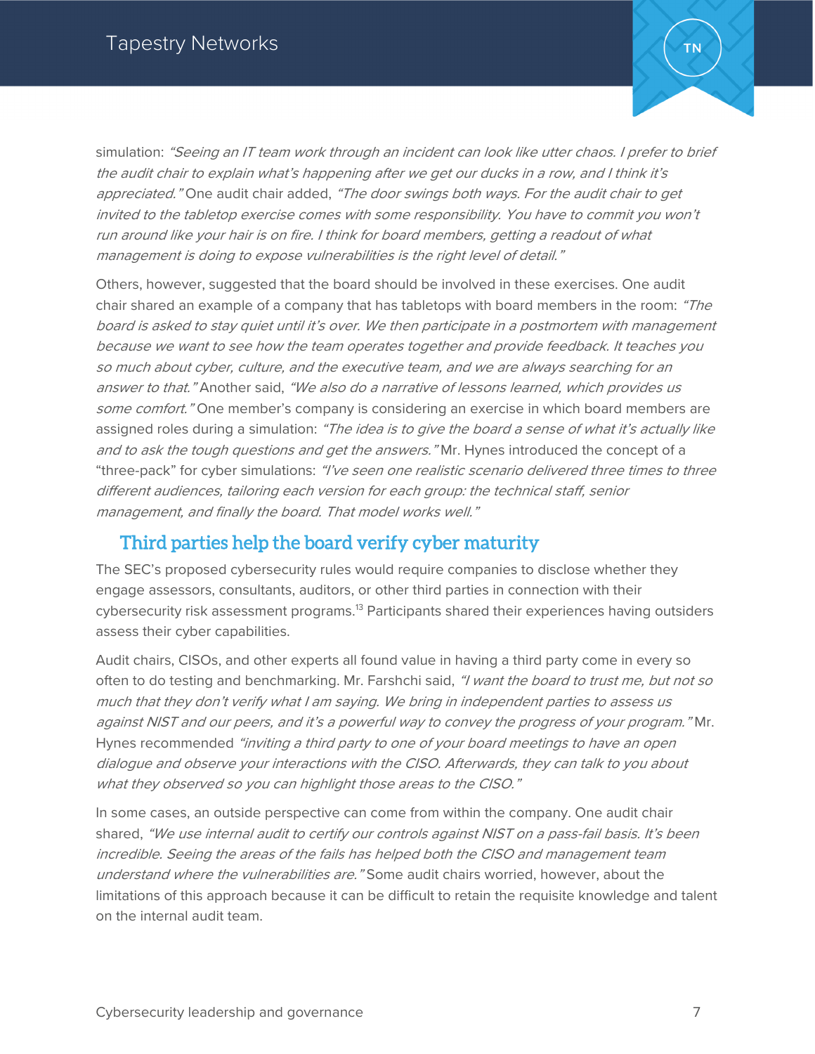simulation: *"Seeing an IT team work through an incident can look like utter chaos. I prefer to brief the audit chair to explain what's happening after we get our ducks in a row, and I think it's appreciated."* One audit chair added, *"The door swings both ways. For the audit chair to get invited to the tabletop exercise comes with some responsibility. You have to commit you won't run around like your hair is on fire. I think for board members, getting a readout of what management is doing to expose vulnerabilities is the right level of detail."*

Others, however, suggested that the board should be involved in these exercises. One audit chair shared an example of a company that has tabletops with board members in the room: *"The board is asked to stay quiet until it's over. We then participate in a postmortem with management because we want to see how the team operates together and provide feedback. It teaches you so much about cyber, culture, and the executive team, and we are always searching for an answer to that."* Another said, *"We also do a narrative of lessons learned, which provides us some comfort."* One member's company is considering an exercise in which board members are assigned roles during a simulation: *"The idea is to give the board a sense of what it's actually like and to ask the tough questions and get the answers."* Mr. Hynes introduced the concept of a "three-pack" for cyber simulations: *"I've seen one realistic scenario delivered three times to three different audiences, tailoring each version for each group: the technical staff, senior management, and finally the board. That model works well."*

## Third parties help the board verify cyber maturity

The SEC's proposed cybersecurity rules would require companies to disclose whether they engage assessors, consultants, auditors, or other third parties in connection with their cybersecurity risk assessment programs.[13] Participants shared their experiences having outsiders assess their cyber capabilities.

Audit chairs, CISOs, and other experts all found value in having a third party come in every so often to do testing and benchmarking. Mr. Farshchi said, *"I want the board to trust me, but not so much that they don't verify what I am saying. We bring in independent parties to assess us against NIST and our peers, and it's a powerful way to convey the progress of your program."* Mr. Hynes recommended *"inviting a third party to one of your board meetings to have an open dialogue and observe your interactions with the CISO. Afterwards, they can talk to you about what they observed so you can highlight those areas to the CISO."*

In some cases, an outside perspective can come from within the company. One audit chair shared, *"We use internal audit to certify our controls against NIST on a pass-fail basis. It's been incredible. Seeing the areas of the fails has helped both the CISO and management team understand where the vulnerabilities are."* Some audit chairs worried, however, about the limitations of this approach because it can be difficult to retain the requisite knowledge and talent on the internal audit team.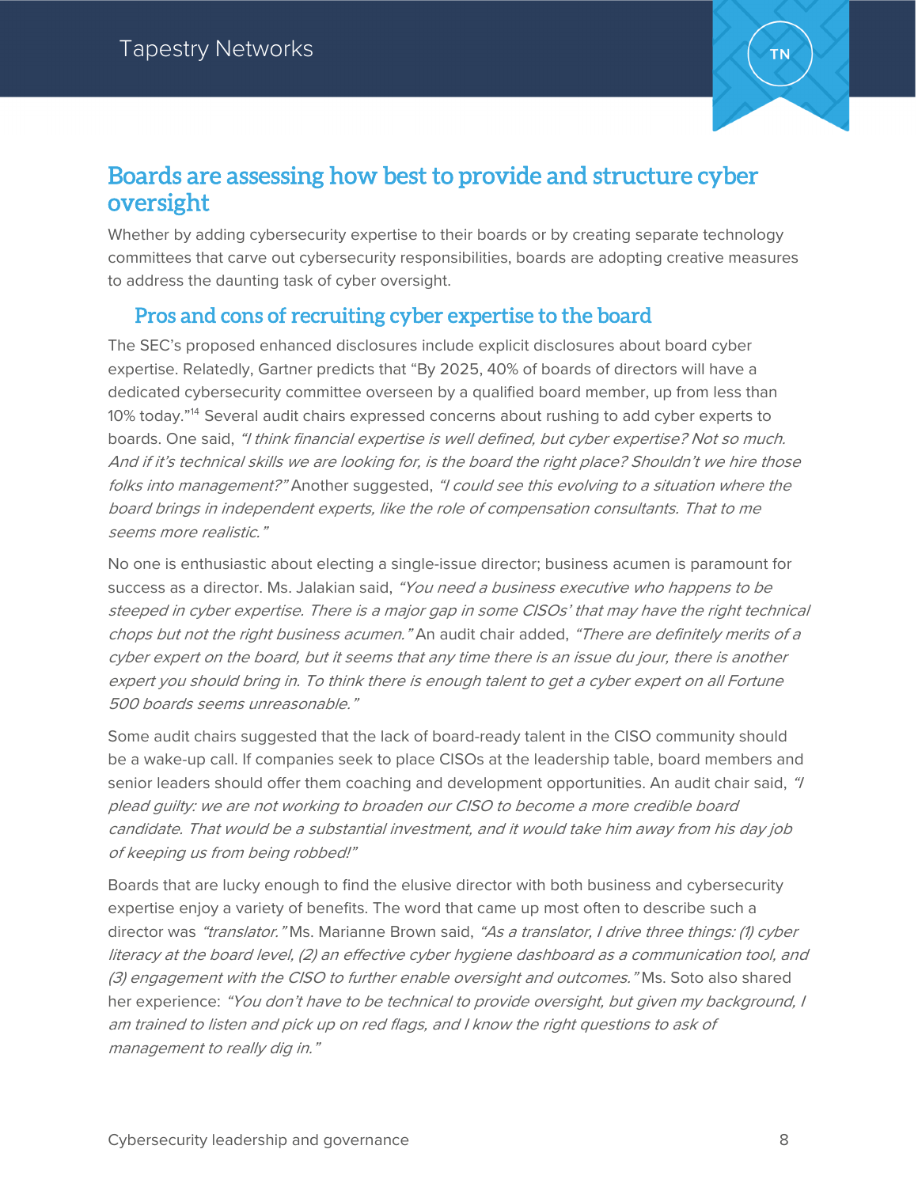## Boards are assessing how best to provide and structure cyber oversight

Whether by adding cybersecurity expertise to their boards or by creating separate technology committees that carve out cybersecurity responsibilities, boards are adopting creative measures to address the daunting task of cyber oversight.

### Pros and cons of recruiting cyber expertise to the board

The SEC's proposed enhanced disclosures include explicit disclosures about board cyber expertise. Relatedly, Gartner predicts that "By 2025, 40% of boards of directors will have a dedicated cybersecurity committee overseen by a qualified board member, up from less than 10% today."[14] Several audit chairs expressed concerns about rushing to add cyber experts to boards. One said, *"I think financial expertise is well defined, but cyber expertise? Not so much. And if it's technical skills we are looking for, is the board the right place? Shouldn't we hire those folks into management?"* Another suggested, *"I could see this evolving to a situation where the board brings in independent experts, like the role of compensation consultants. That to me seems more realistic."*

No one is enthusiastic about electing a single-issue director; business acumen is paramount for success as a director. Ms. Jalakian said, *"You need a business executive who happens to be steeped in cyber expertise. There is a major gap in some CISOs' that may have the right technical chops but not the right business acumen."* An audit chair added, *"There are definitely merits of a cyber expert on the board, but it seems that any time there is an issue du jour, there is another expert you should bring in. To think there is enough talent to get a cyber expert on all Fortune 500 boards seems unreasonable."*

Some audit chairs suggested that the lack of board-ready talent in the CISO community should be a wake-up call. If companies seek to place CISOs at the leadership table, board members and senior leaders should offer them coaching and development opportunities. An audit chair said, *"I plead guilty: we are not working to broaden our CISO to become a more credible board candidate. That would be a substantial investment, and it would take him away from his day job of keeping us from being robbed!"*

Boards that are lucky enough to find the elusive director with both business and cybersecurity expertise enjoy a variety of benefits. The word that came up most often to describe such a director was *"translator."* Ms. Marianne Brown said, *"As a translator, I drive three things: (1) cyber literacy at the board level, (2) an effective cyber hygiene dashboard as a communication tool, and (3) engagement with the CISO to further enable oversight and outcomes."* Ms. Soto also shared her experience: *"You don't have to be technical to provide oversight, but given my background, I am trained to listen and pick up on red flags, and I know the right questions to ask of management to really dig in."*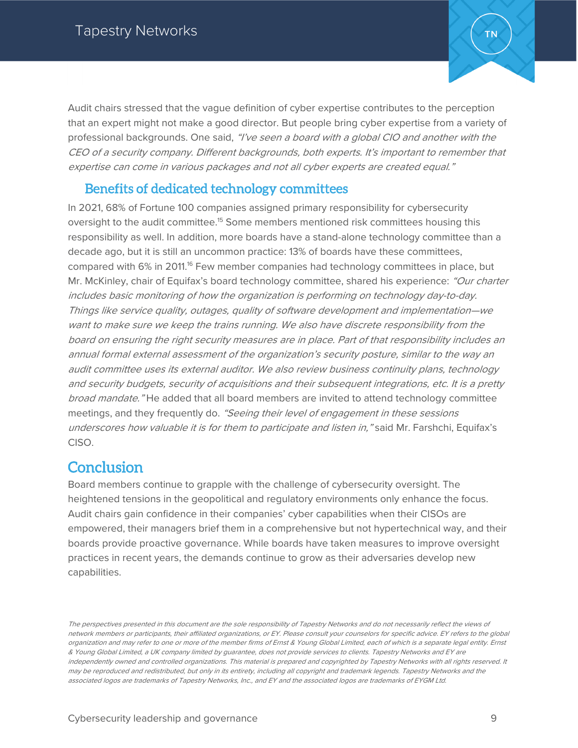Audit chairs stressed that the vague definition of cyber expertise contributes to the perception that an expert might not make a good director. But people bring cyber expertise from a variety of professional backgrounds. One said, *"I've seen a board with a global CIO and another with the CEO of a security company. Different backgrounds, both experts. It's important to remember that expertise can come in various packages and not all cyber experts are created equal."*

### Benefits of dedicated technology committees

In 2021, 68% of Fortune 100 companies assigned primary responsibility for cybersecurity oversight to the audit committee.[15] Some members mentioned risk committees housing this responsibility as well. In addition, more boards have a stand-alone technology committee than a decade ago, but it is still an uncommon practice: 13% of boards have these committees, compared with 6% in 2011.[16] Few member companies had technology committees in place, but Mr. McKinley, chair of Equifax's board technology committee, shared his experience: *"Our charter includes basic monitoring of how the organization is performing on technology day-to-day. Things like service quality, outages, quality of software development and implementation—we want to make sure we keep the trains running. We also have discrete responsibility from the board on ensuring the right security measures are in place. Part of that responsibility includes an annual formal external assessment of the organization's security posture, similar to the way an audit committee uses its external auditor. We also review business continuity plans, technology and security budgets, security of acquisitions and their subsequent integrations, etc. It is a pretty broad mandate."* He added that all board members are invited to attend technology committee meetings, and they frequently do. *"Seeing their level of engagement in these sessions underscores how valuable it is for them to participate and listen in,"* said Mr. Farshchi, Equifax's CISO.

## Conclusion

Board members continue to grapple with the challenge of cybersecurity oversight. The heightened tensions in the geopolitical and regulatory environments only enhance the focus. Audit chairs gain confidence in their companies' cyber capabilities when their CISOs are empowered, their managers brief them in a comprehensive but not hypertechnical way, and their boards provide proactive governance. While boards have taken measures to improve oversight practices in recent years, the demands continue to grow as their adversaries develop new capabilities.

*The perspectives presented in this document are the sole responsibility of Tapestry Networks and do not necessarily reflect the views of network members or participants, their affiliated organizations, or EY. Please consult your counselors for specific advice. EY refers to the global organization and may refer to one or more of the member firms of Ernst & Young Global Limited, each of which is a separate legal entity. Ernst & Young Global Limited, a UK company limited by guarantee, does not provide services to clients. Tapestry Networks and EY are independently owned and controlled organizations. This material is prepared and copyrighted by Tapestry Networks with all rights reserved. It may be reproduced and redistributed, but only in its entirety, including all copyright and trademark legends. Tapestry Networks and the associated logos are trademarks of Tapestry Networks, Inc., and EY and the associated logos are trademarks of EYGM Ltd.*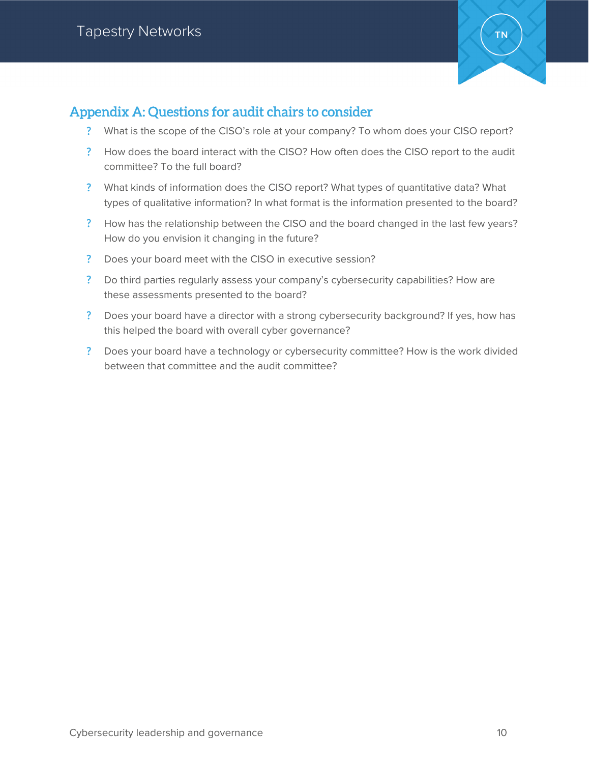## Appendix A: Questions for audit chairs to consider

- What is the scope of the CISO's role at your company? To whom does your CISO report?
- How does the board interact with the CISO? How often does the CISO report to the audit committee? To the full board?
- What kinds of information does the CISO report? What types of quantitative data? What types of qualitative information? In what format is the information presented to the board?
- How has the relationship between the CISO and the board changed in the last few years? How do you envision it changing in the future?
- Does your board meet with the CISO in executive session?
- Do third parties regularly assess your company's cybersecurity capabilities? How are these assessments presented to the board?
- Does your board have a director with a strong cybersecurity background? If yes, how has this helped the board with overall cyber governance?
- Does your board have a technology or cybersecurity committee? How is the work divided between that committee and the audit committee?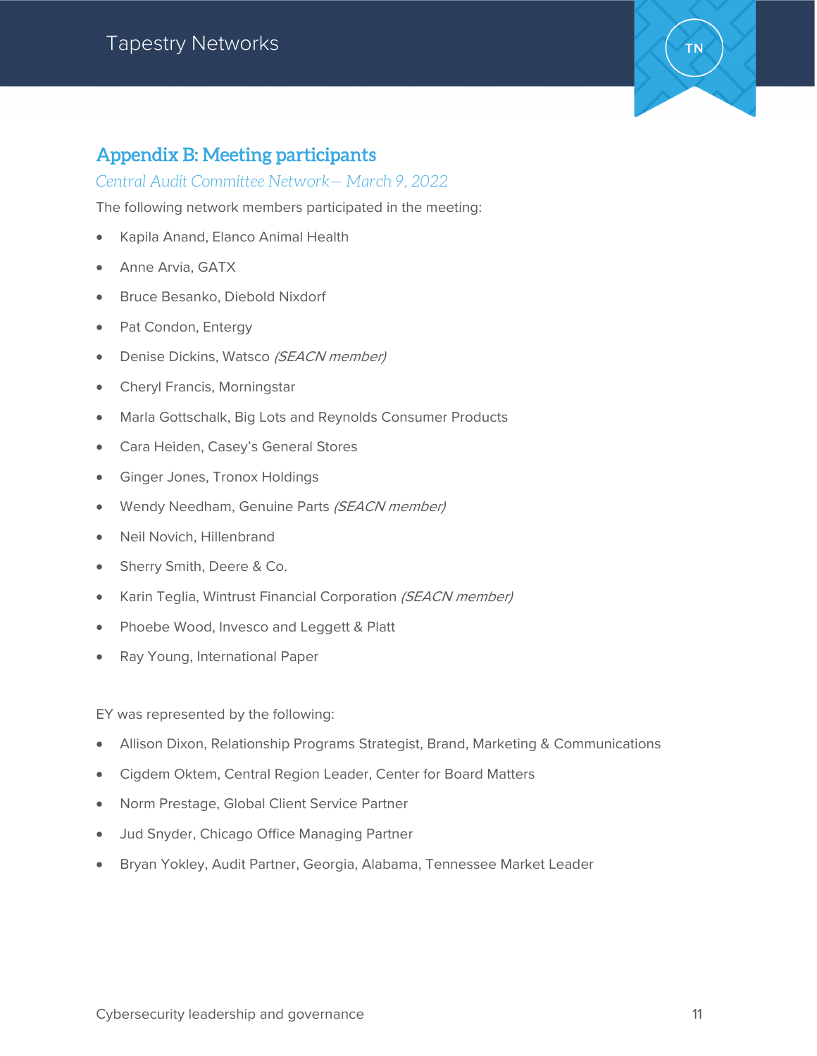## Appendix B: Meeting participants

*Central Audit Committee Network— March 9, 2022*

The following network members participated in the meeting:

- Kapila Anand, Elanco Animal Health
- Anne Arvia, GATX
- Bruce Besanko, Diebold Nixdorf
- Pat Condon, Entergy
- Denise Dickins, Watsco *(SEACN member)*
- Cheryl Francis, Morningstar
- Marla Gottschalk, Big Lots and Reynolds Consumer Products
- Cara Heiden, Casey's General Stores
- Ginger Jones, Tronox Holdings
- Wendy Needham, Genuine Parts *(SEACN member)*
- Neil Novich, Hillenbrand
- Sherry Smith, Deere & Co.
- Karin Teglia, Wintrust Financial Corporation *(SEACN member)*
- Phoebe Wood, Invesco and Leggett & Platt
- Ray Young, International Paper

EY was represented by the following:

- Allison Dixon, Relationship Programs Strategist, Brand, Marketing & Communications
- Cigdem Oktem, Central Region Leader, Center for Board Matters
- Norm Prestage, Global Client Service Partner
- Jud Snyder, Chicago Office Managing Partner
- Bryan Yokley, Audit Partner, Georgia, Alabama, Tennessee Market Leader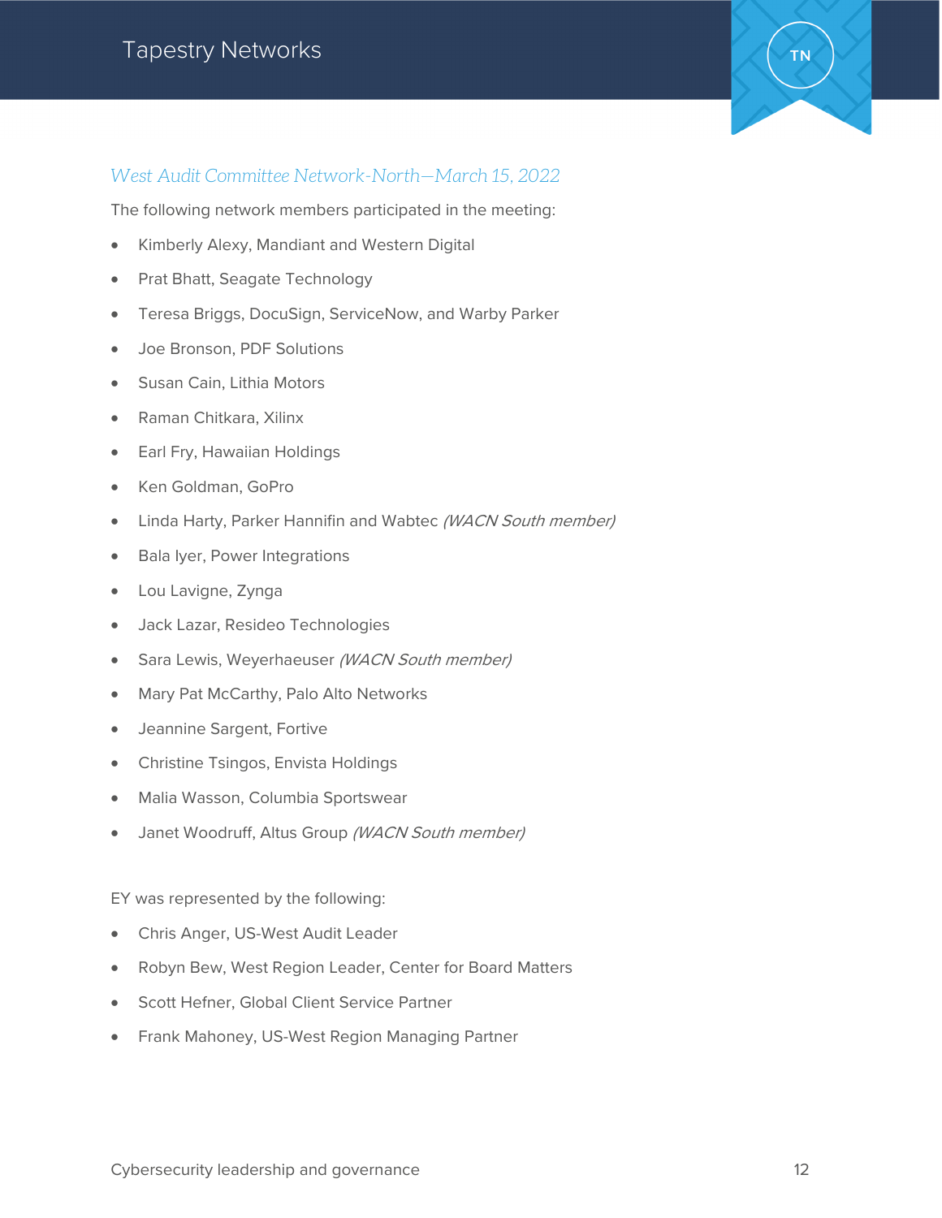## *West Audit Committee Network-North—March 15, 2022*

The following network members participated in the meeting:

- Kimberly Alexy, Mandiant and Western Digital
- Prat Bhatt, Seagate Technology
- Teresa Briggs, DocuSign, ServiceNow, and Warby Parker
- Joe Bronson, PDF Solutions
- Susan Cain, Lithia Motors
- Raman Chitkara, Xilinx
- Earl Fry, Hawaiian Holdings
- Ken Goldman, GoPro
- Linda Harty, Parker Hannifin and Wabtec *(WACN South member)*
- Bala Iyer, Power Integrations
- Lou Lavigne, Zynga
- Jack Lazar, Resideo Technologies
- Sara Lewis, Weyerhaeuser *(WACN South member)*
- Mary Pat McCarthy, Palo Alto Networks
- Jeannine Sargent, Fortive
- Christine Tsingos, Envista Holdings
- Malia Wasson, Columbia Sportswear
- Janet Woodruff, Altus Group *(WACN South member)*

EY was represented by the following:

- Chris Anger, US-West Audit Leader
- Robyn Bew, West Region Leader, Center for Board Matters
- Scott Hefner, Global Client Service Partner
- Frank Mahoney, US-West Region Managing Partner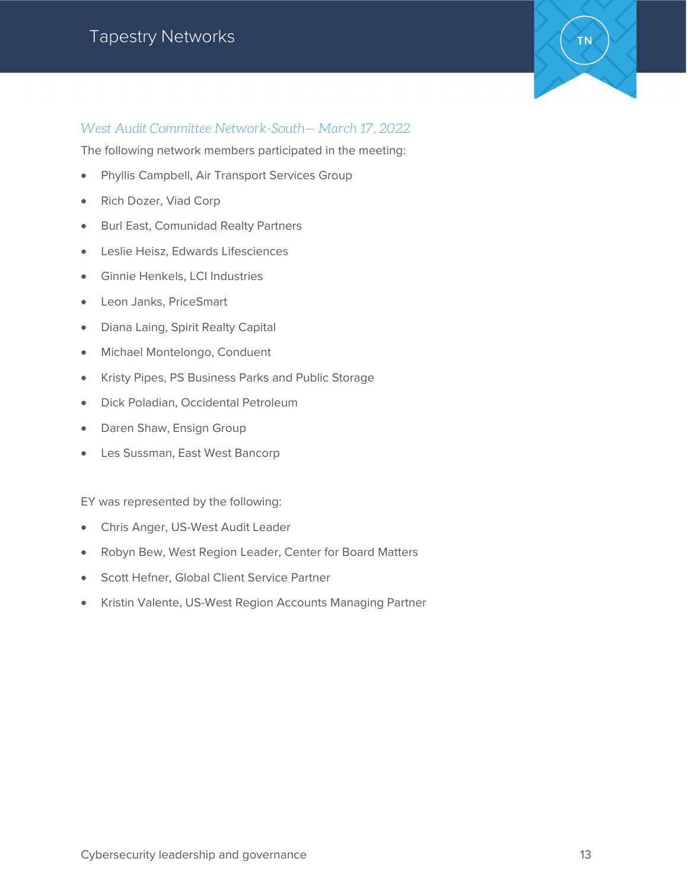*West Audit Committee Network-South— March 17, 2022*

The following network members participated in the meeting:

- Phyllis Campbell, Air Transport Services Group
- Rich Dozer, Viad Corp
- Burl East, Comunidad Realty Partners
- Leslie Heisz, Edwards Lifesciences
- Ginnie Henkels, LCI Industries
- Leon Janks, PriceSmart
- Diana Laing, Spirit Realty Capital
- Michael Montelongo, Conduent
- Kristy Pipes, PS Business Parks and Public Storage
- Dick Poladian, Occidental Petroleum
- Daren Shaw, Ensign Group
- Les Sussman, East West Bancorp

EY was represented by the following:

- Chris Anger, US-West Audit Leader
- Robyn Bew, West Region Leader, Center for Board Matters
- Scott Hefner, Global Client Service Partner
- Kristin Valente, US-West Region Accounts Managing Partner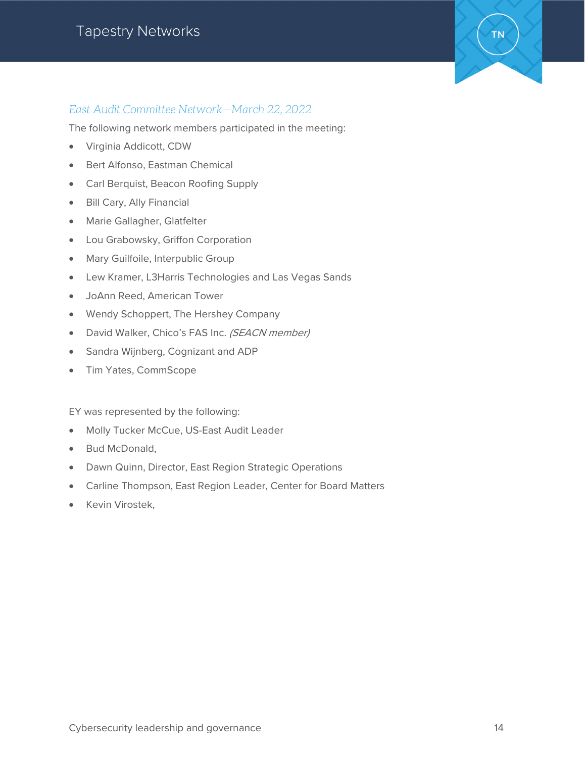## East Audit Committee Network—March 22, 2022

The following network members participated in the meeting:

- Virginia Addicott, CDW
- Bert Alfonso, Eastman Chemical
- Carl Berquist, Beacon Roofing Supply
- Bill Cary, Ally Financial
- Marie Gallagher, Glatfelter
- Lou Grabowsky, Griffon Corporation
- Mary Guilfoile, Interpublic Group
- Lew Kramer, L3Harris Technologies and Las Vegas Sands
- JoAnn Reed, American Tower
- Wendy Schoppert, The Hershey Company
- David Walker, Chico's FAS Inc. *(SEACN member)*
- Sandra Wijnberg, Cognizant and ADP
- Tim Yates, CommScope

EY was represented by the following:

- Molly Tucker McCue, US-East Audit Leader
- Bud McDonald,
- Dawn Quinn, Director, East Region Strategic Operations
- Carline Thompson, East Region Leader, Center for Board Matters
- Kevin Virostek,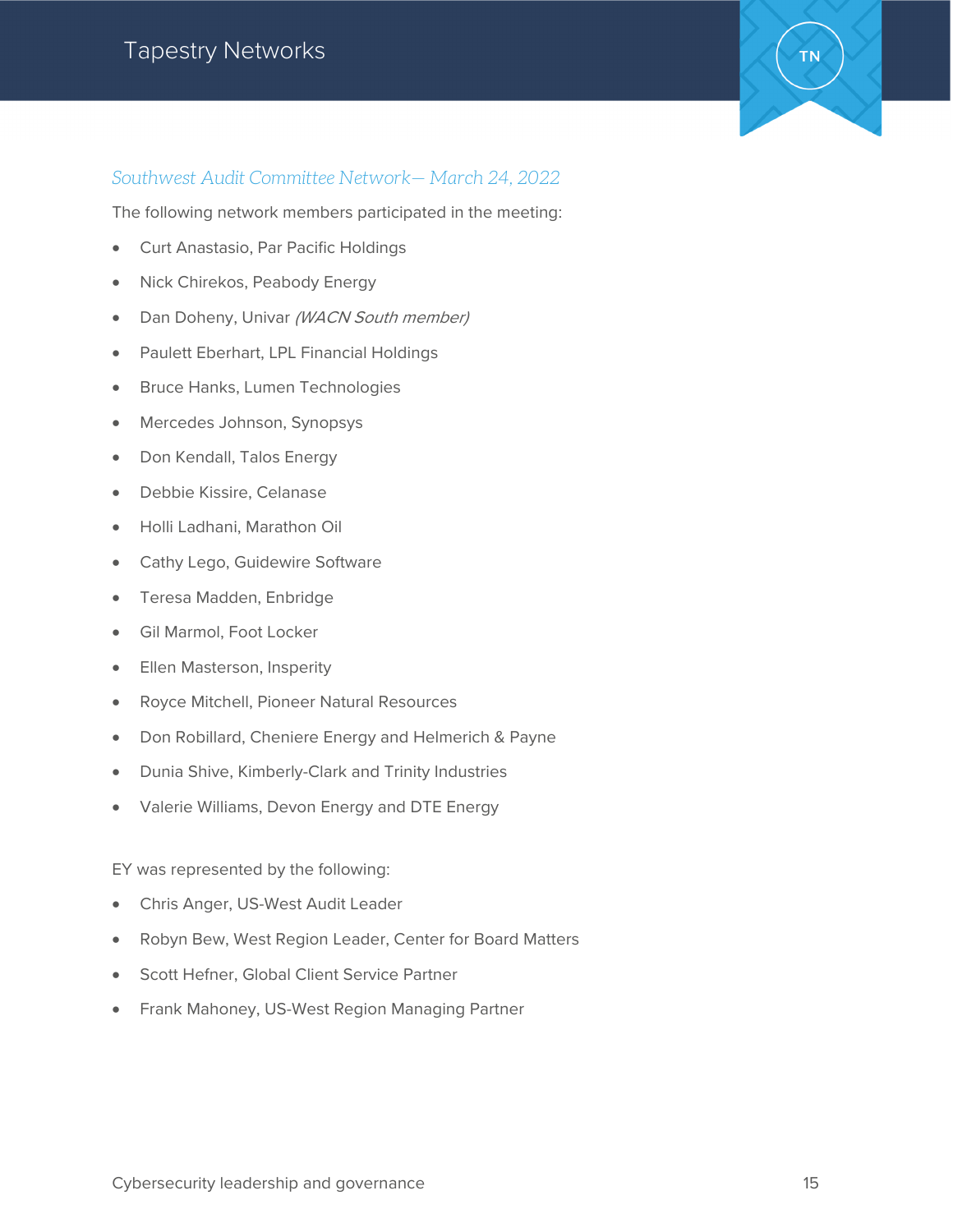*Southwest Audit Committee Network— March 24, 2022*

The following network members participated in the meeting:

- Curt Anastasio, Par Pacific Holdings
- Nick Chirekos, Peabody Energy
- Dan Doheny, Univar *(WACN South member)*
- Paulett Eberhart, LPL Financial Holdings
- Bruce Hanks, Lumen Technologies
- Mercedes Johnson, Synopsys
- Don Kendall, Talos Energy
- Debbie Kissire, Celanase
- Holli Ladhani, Marathon Oil
- Cathy Lego, Guidewire Software
- Teresa Madden, Enbridge
- Gil Marmol, Foot Locker
- Ellen Masterson, Insperity
- Royce Mitchell, Pioneer Natural Resources
- Don Robillard, Cheniere Energy and Helmerich & Payne
- Dunia Shive, Kimberly-Clark and Trinity Industries
- Valerie Williams, Devon Energy and DTE Energy

EY was represented by the following:

- Chris Anger, US-West Audit Leader
- Robyn Bew, West Region Leader, Center for Board Matters
- Scott Hefner, Global Client Service Partner
- Frank Mahoney, US-West Region Managing Partner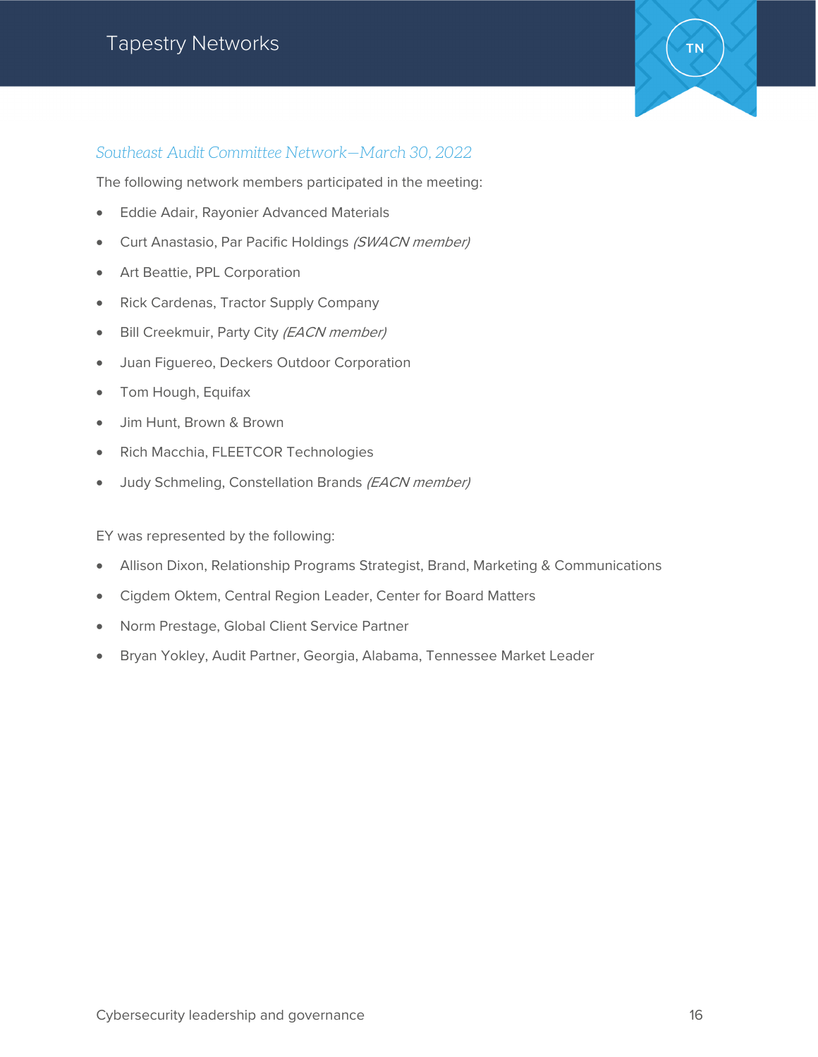*Southeast Audit Committee Network—March 30, 2022*

The following network members participated in the meeting:

- Eddie Adair, Rayonier Advanced Materials
- Curt Anastasio, Par Pacific Holdings *(SWACN member)*
- Art Beattie, PPL Corporation
- Rick Cardenas, Tractor Supply Company
- Bill Creekmuir, Party City *(EACN member)*
- Juan Figuereo, Deckers Outdoor Corporation
- Tom Hough, Equifax
- Jim Hunt, Brown & Brown
- Rich Macchia, FLEETCOR Technologies
- Judy Schmeling, Constellation Brands *(EACN member)*

EY was represented by the following:

- Allison Dixon, Relationship Programs Strategist, Brand, Marketing & Communications
- Cigdem Oktem, Central Region Leader, Center for Board Matters
- Norm Prestage, Global Client Service Partner
- Bryan Yokley, Audit Partner, Georgia, Alabama, Tennessee Market Leader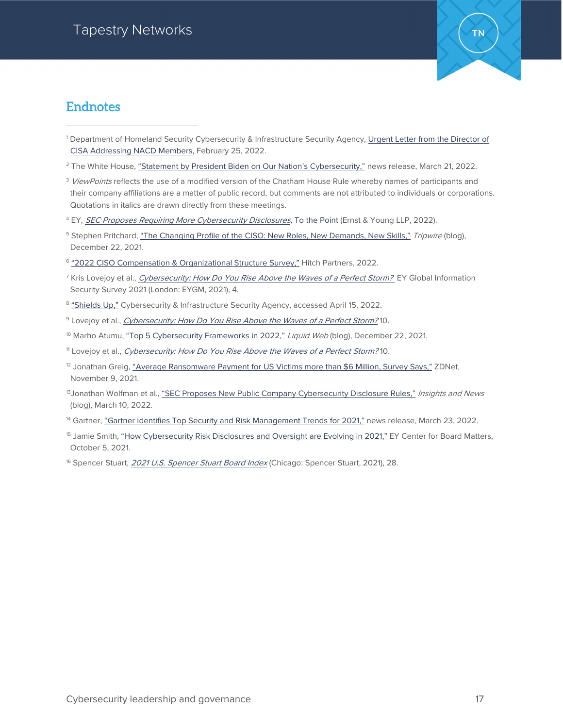## Endnotes

[1] Department of Homeland Security Cybersecurity & Infrastructure Security Agency, Urgent Letter from the Director of CISA Addressing NACD Members, February 25, 2022.

[2] The White House, "Statement by President Biden on Our Nation's Cybersecurity," news release, March 21, 2022.

[3] *ViewPoints* reflects the use of a modified version of the Chatham House Rule whereby names of participants and their company affiliations are a matter of public record, but comments are not attributed to individuals or corporations. Quotations in italics are drawn directly from these meetings.

[4] EY, *SEC Proposes Requiring More Cybersecurity Disclosures*, To the Point (Ernst & Young LLP, 2022).

[5] Stephen Pritchard, "The Changing Profile of the CISO: New Roles, New Demands, New Skills," *Tripwire* (blog), December 22, 2021.

[6] "2022 CISO Compensation & Organizational Structure Survey," Hitch Partners, 2022.

[7] Kris Lovejoy et al., *Cybersecurity: How Do You Rise Above the Waves of a Perfect Storm?* EY Global Information Security Survey 2021 (London: EYGM, 2021), 4.

[8] "Shields Up," Cybersecurity & Infrastructure Security Agency, accessed April 15, 2022.

[9] Lovejoy et al., *Cybersecurity: How Do You Rise Above the Waves of a Perfect Storm?* 10.

[10] Marho Atumu, "Top 5 Cybersecurity Frameworks in 2022," *Liquid Web* (blog), December 22, 2021.

[11] Lovejoy et al., *Cybersecurity: How Do You Rise Above the Waves of a Perfect Storm?* 10.

[12] Jonathan Greig, "Average Ransomware Payment for US Victims more than $6 Million, Survey Says," ZDNet, November 9, 2021.

[13] Jonathan Wolfman et al., "SEC Proposes New Public Company Cybersecurity Disclosure Rules," *Insights and News* (blog), March 10, 2022.

[14] Gartner, "Gartner Identifies Top Security and Risk Management Trends for 2021," news release, March 23, 2022.

[15] Jamie Smith, "How Cybersecurity Risk Disclosures and Oversight are Evolving in 2021," EY Center for Board Matters, October 5, 2021.

[16] Spencer Stuart, *2021 U.S. Spencer Stuart Board Index* (Chicago: Spencer Stuart, 2021), 28.